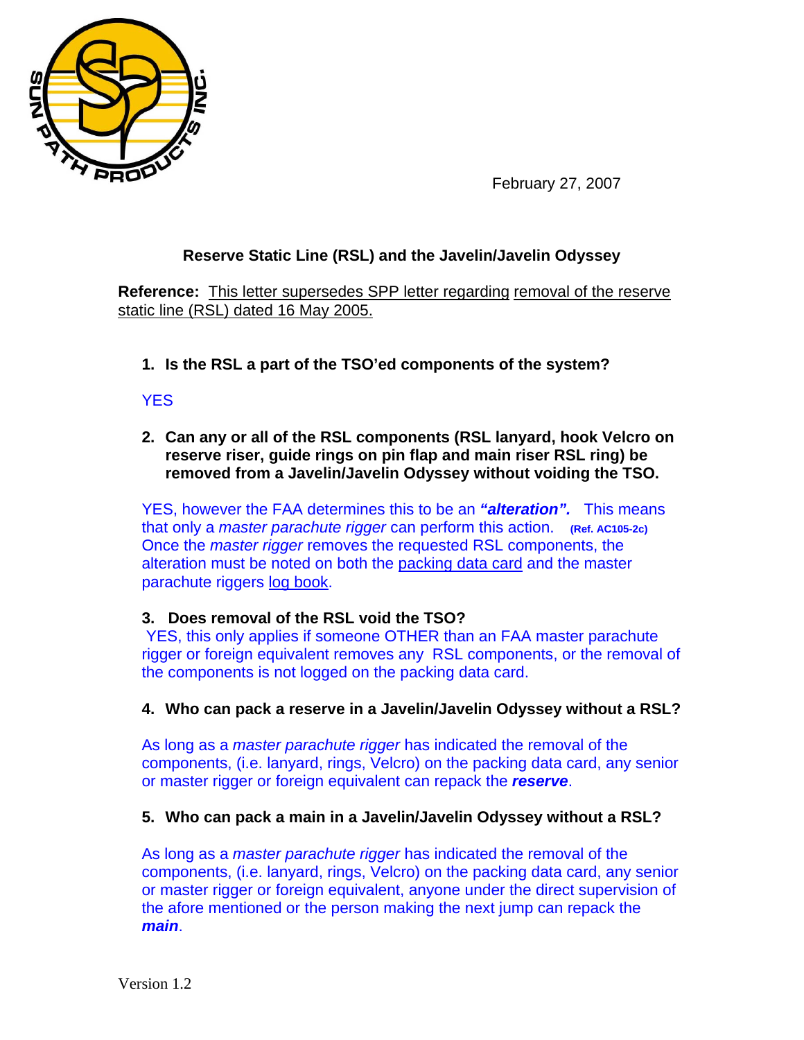February 27, 2007

## Reserve Static Line (RSL) and the Javelin/Javelin Odyssey

**Reference:** This letter supersedes SPP letter regarding removal of the reserve static line (RSL) dated 16 May 2005.

1. **Is the RSL a part of the TSO'ed components of the system?**

   YES

2. **Can any or all of the RSL components (RSL lanyard, hook Velcro on reserve riser, guide rings on pin flap and main riser RSL ring) be removed from a Javelin/Javelin Odyssey without voiding the TSO.**

   YES, however the FAA determines this to be an ***"alteration".*** This means that only a *master parachute rigger* can perform this action. **(Ref. AC105-2c)** Once the *master rigger* removes the requested RSL components, the alteration must be noted on both the packing data card and the master parachute riggers log book.

3. **Does removal of the RSL void the TSO?**

   YES, this only applies if someone OTHER than an FAA master parachute rigger or foreign equivalent removes any RSL components, or the removal of the components is not logged on the packing data card.

4. **Who can pack a reserve in a Javelin/Javelin Odyssey without a RSL?**

   As long as a *master parachute rigger* has indicated the removal of the components, (i.e. lanyard, rings, Velcro) on the packing data card, any senior or master rigger or foreign equivalent can repack the ***reserve***.

5. **Who can pack a main in a Javelin/Javelin Odyssey without a RSL?**

   As long as a *master parachute rigger* has indicated the removal of the components, (i.e. lanyard, rings, Velcro) on the packing data card, any senior or master rigger or foreign equivalent, anyone under the direct supervision of the afore mentioned or the person making the next jump can repack the ***main***.

Version 1.2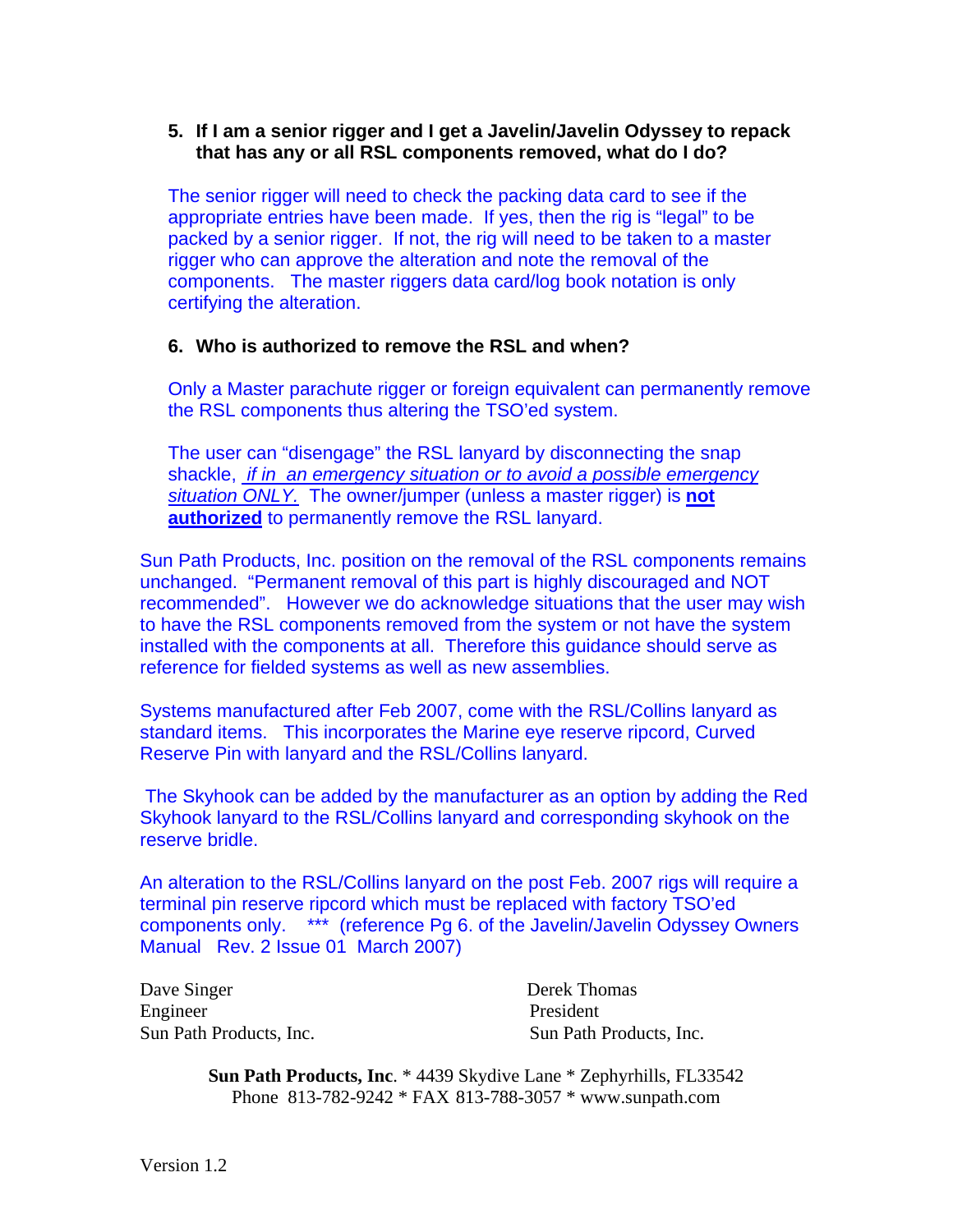5. **If I am a senior rigger and I get a Javelin/Javelin Odyssey to repack that has any or all RSL components removed, what do I do?**

   The senior rigger will need to check the packing data card to see if the appropriate entries have been made. If yes, then the rig is "legal" to be packed by a senior rigger. If not, the rig will need to be taken to a master rigger who can approve the alteration and note the removal of the components. The master riggers data card/log book notation is only certifying the alteration.

6. **Who is authorized to remove the RSL and when?**

   Only a Master parachute rigger or foreign equivalent can permanently remove the RSL components thus altering the TSO'ed system.

   The user can "disengage" the RSL lanyard by disconnecting the snap shackle, *if in an emergency situation or to avoid a possible emergency situation ONLY.* The owner/jumper (unless a master rigger) is **not authorized** to permanently remove the RSL lanyard.

Sun Path Products, Inc. position on the removal of the RSL components remains unchanged. "Permanent removal of this part is highly discouraged and NOT recommended". However we do acknowledge situations that the user may wish to have the RSL components removed from the system or not have the system installed with the components at all. Therefore this guidance should serve as reference for fielded systems as well as new assemblies.

Systems manufactured after Feb 2007, come with the RSL/Collins lanyard as standard items. This incorporates the Marine eye reserve ripcord, Curved Reserve Pin with lanyard and the RSL/Collins lanyard.

The Skyhook can be added by the manufacturer as an option by adding the Red Skyhook lanyard to the RSL/Collins lanyard and corresponding skyhook on the reserve bridle.

An alteration to the RSL/Collins lanyard on the post Feb. 2007 rigs will require a terminal pin reserve ripcord which must be replaced with factory TSO'ed components only. *** (reference Pg 6. of the Javelin/Javelin Odyssey Owners Manual Rev. 2 Issue 01 March 2007)

Dave Singer
Engineer
Sun Path Products, Inc.

Derek Thomas
President
Sun Path Products, Inc.

**Sun Path Products, Inc**. * 4439 Skydive Lane * Zephyrhills, FL33542
Phone 813-782-9242 * FAX 813-788-3057 * www.sunpath.com

Version 1.2